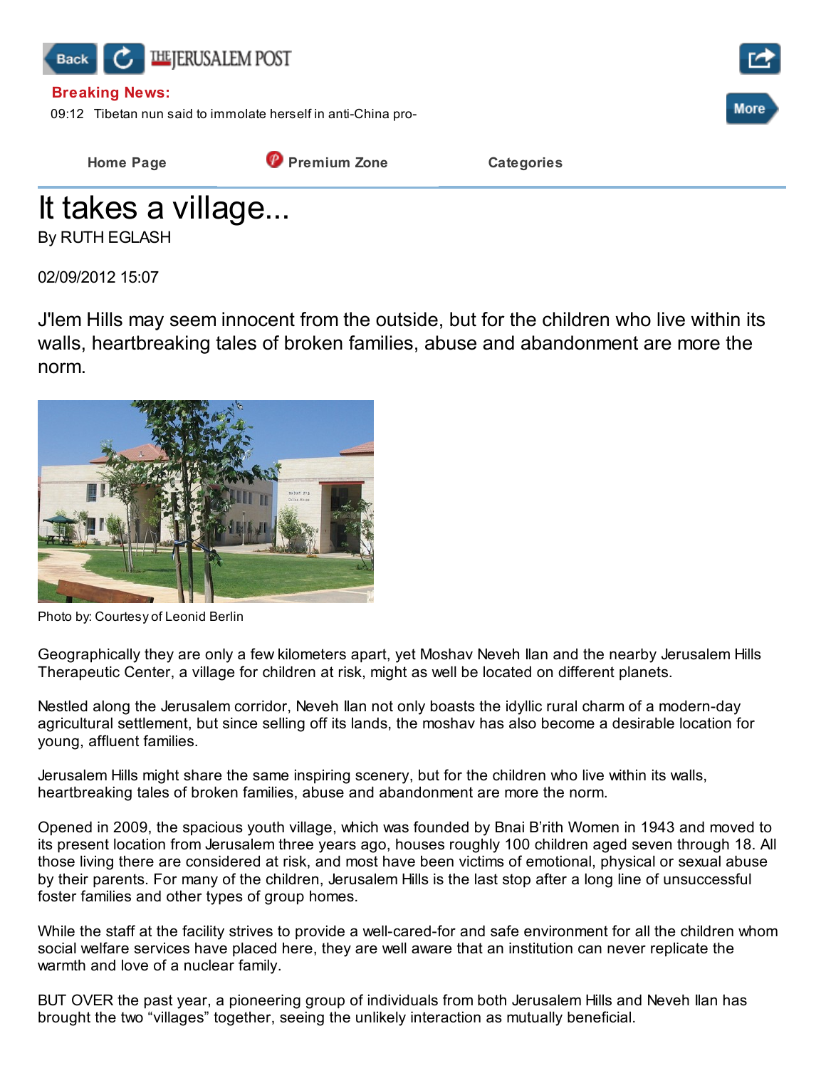Breaking News:

09:12 Tibetan nun said to immolate herself in anti-China pro-

Home Page | Premium Zone | Categories

# It takes a village...

By RUTH EGLASH

02/09/2012 15:07

J'lem Hills may seem innocent from the outside, but for the children who live within its walls, heartbreaking tales of broken families, abuse and abandonment are more the norm.

Photo by: Courtesy of Leonid Berlin

Geographically they are only a few kilometers apart, yet Moshav Neveh Ilan and the nearby Jerusalem Hills Therapeutic Center, a village for children at risk, might as well be located on different planets.

Nestled along the Jerusalem corridor, Neveh Ilan not only boasts the idyllic rural charm of a modern-day agricultural settlement, but since selling off its lands, the moshav has also become a desirable location for young, affluent families.

Jerusalem Hills might share the same inspiring scenery, but for the children who live within its walls, heartbreaking tales of broken families, abuse and abandonment are more the norm.

Opened in 2009, the spacious youth village, which was founded by Bnai B'rith Women in 1943 and moved to its present location from Jerusalem three years ago, houses roughly 100 children aged seven through 18. All those living there are considered at risk, and most have been victims of emotional, physical or sexual abuse by their parents. For many of the children, Jerusalem Hills is the last stop after a long line of unsuccessful foster families and other types of group homes.

While the staff at the facility strives to provide a well-cared-for and safe environment for all the children whom social welfare services have placed here, they are well aware that an institution can never replicate the warmth and love of a nuclear family.

BUT OVER the past year, a pioneering group of individuals from both Jerusalem Hills and Neveh Ilan has brought the two "villages" together, seeing the unlikely interaction as mutually beneficial.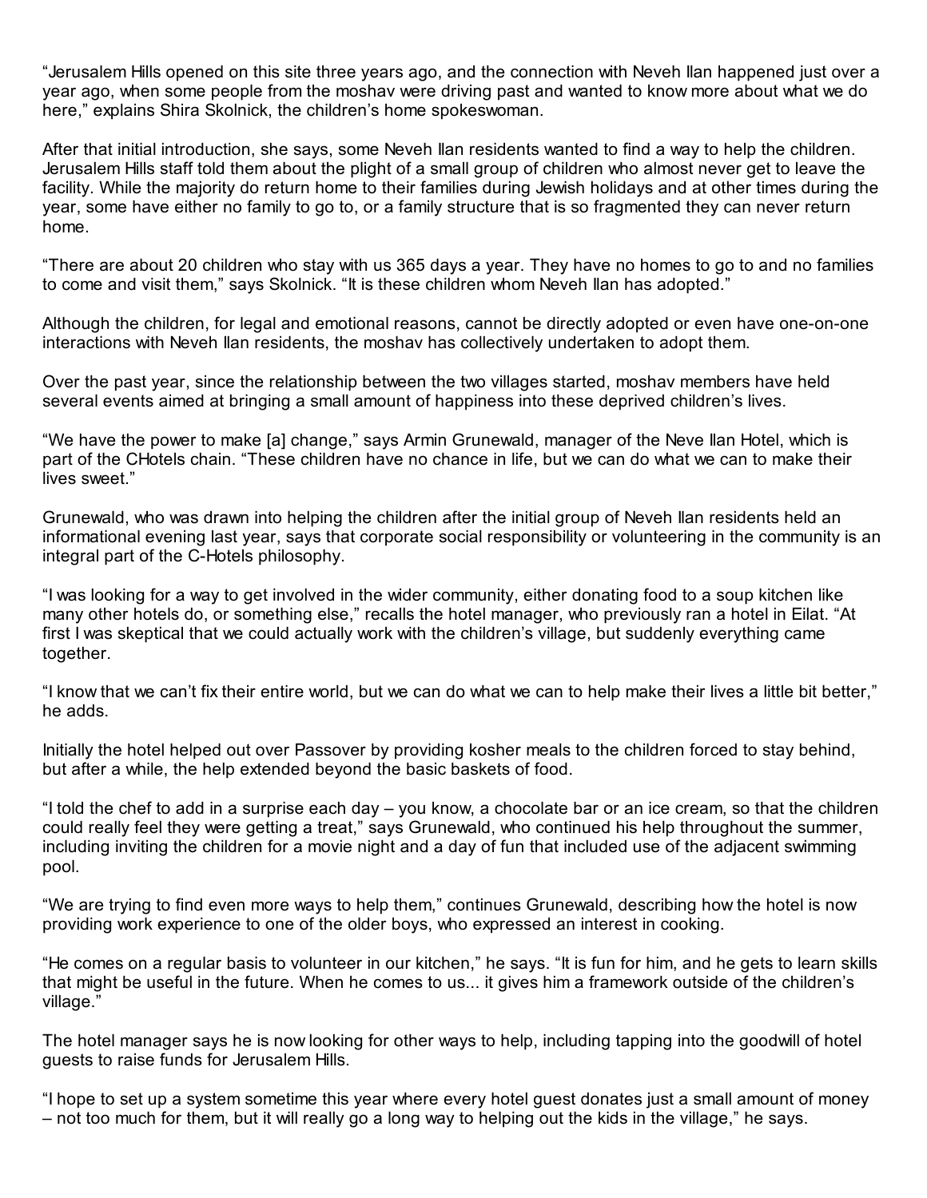"Jerusalem Hills opened on this site three years ago, and the connection with Neveh Ilan happened just over a year ago, when some people from the moshav were driving past and wanted to know more about what we do here," explains Shira Skolnick, the children's home spokeswoman.

After that initial introduction, she says, some Neveh Ilan residents wanted to find a way to help the children. Jerusalem Hills staff told them about the plight of a small group of children who almost never get to leave the facility. While the majority do return home to their families during Jewish holidays and at other times during the year, some have either no family to go to, or a family structure that is so fragmented they can never return home.

"There are about 20 children who stay with us 365 days a year. They have no homes to go to and no families to come and visit them," says Skolnick. "It is these children whom Neveh Ilan has adopted."

Although the children, for legal and emotional reasons, cannot be directly adopted or even have one-on-one interactions with Neveh Ilan residents, the moshav has collectively undertaken to adopt them.

Over the past year, since the relationship between the two villages started, moshav members have held several events aimed at bringing a small amount of happiness into these deprived children's lives.

"We have the power to make [a] change," says Armin Grunewald, manager of the Neve Ilan Hotel, which is part of the CHotels chain. "These children have no chance in life, but we can do what we can to make their lives sweet."

Grunewald, who was drawn into helping the children after the initial group of Neveh Ilan residents held an informational evening last year, says that corporate social responsibility or volunteering in the community is an integral part of the C-Hotels philosophy.

"I was looking for a way to get involved in the wider community, either donating food to a soup kitchen like many other hotels do, or something else," recalls the hotel manager, who previously ran a hotel in Eilat. "At first I was skeptical that we could actually work with the children's village, but suddenly everything came together.

"I know that we can't fix their entire world, but we can do what we can to help make their lives a little bit better," he adds.

Initially the hotel helped out over Passover by providing kosher meals to the children forced to stay behind, but after a while, the help extended beyond the basic baskets of food.

"I told the chef to add in a surprise each day – you know, a chocolate bar or an ice cream, so that the children could really feel they were getting a treat," says Grunewald, who continued his help throughout the summer, including inviting the children for a movie night and a day of fun that included use of the adjacent swimming pool.

"We are trying to find even more ways to help them," continues Grunewald, describing how the hotel is now providing work experience to one of the older boys, who expressed an interest in cooking.

"He comes on a regular basis to volunteer in our kitchen," he says. "It is fun for him, and he gets to learn skills that might be useful in the future. When he comes to us... it gives him a framework outside of the children's village."

The hotel manager says he is now looking for other ways to help, including tapping into the goodwill of hotel guests to raise funds for Jerusalem Hills.

"I hope to set up a system sometime this year where every hotel guest donates just a small amount of money – not too much for them, but it will really go a long way to helping out the kids in the village," he says.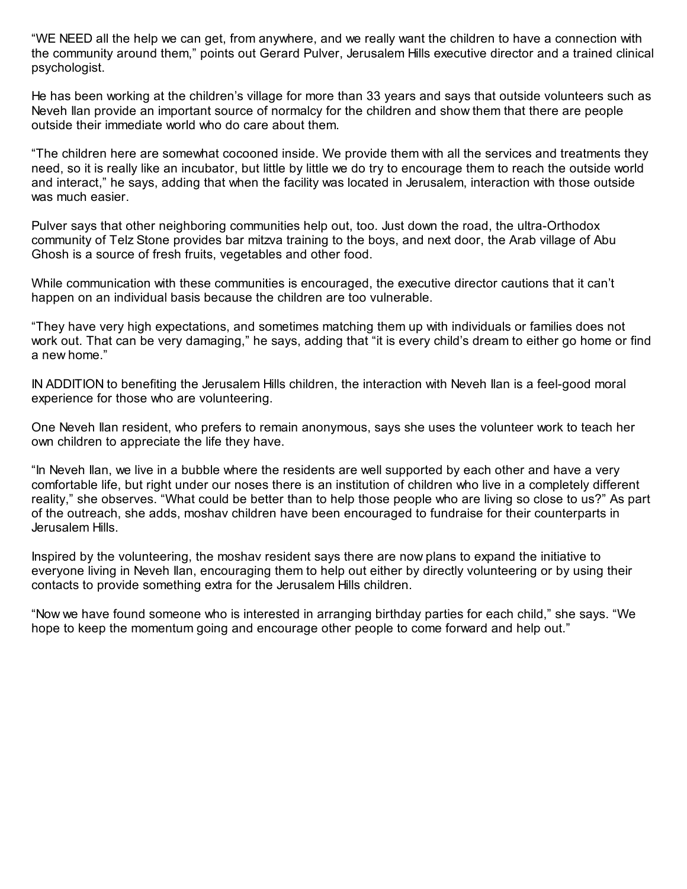"WE NEED all the help we can get, from anywhere, and we really want the children to have a connection with the community around them," points out Gerard Pulver, Jerusalem Hills executive director and a trained clinical psychologist.

He has been working at the children's village for more than 33 years and says that outside volunteers such as Neveh Ilan provide an important source of normalcy for the children and show them that there are people outside their immediate world who do care about them.

"The children here are somewhat cocooned inside. We provide them with all the services and treatments they need, so it is really like an incubator, but little by little we do try to encourage them to reach the outside world and interact," he says, adding that when the facility was located in Jerusalem, interaction with those outside was much easier.

Pulver says that other neighboring communities help out, too. Just down the road, the ultra-Orthodox community of Telz Stone provides bar mitzva training to the boys, and next door, the Arab village of Abu Ghosh is a source of fresh fruits, vegetables and other food.

While communication with these communities is encouraged, the executive director cautions that it can't happen on an individual basis because the children are too vulnerable.

"They have very high expectations, and sometimes matching them up with individuals or families does not work out. That can be very damaging," he says, adding that "it is every child's dream to either go home or find a new home."

IN ADDITION to benefiting the Jerusalem Hills children, the interaction with Neveh Ilan is a feel-good moral experience for those who are volunteering.

One Neveh Ilan resident, who prefers to remain anonymous, says she uses the volunteer work to teach her own children to appreciate the life they have.

"In Neveh Ilan, we live in a bubble where the residents are well supported by each other and have a very comfortable life, but right under our noses there is an institution of children who live in a completely different reality," she observes. "What could be better than to help those people who are living so close to us?" As part of the outreach, she adds, moshav children have been encouraged to fundraise for their counterparts in Jerusalem Hills.

Inspired by the volunteering, the moshav resident says there are now plans to expand the initiative to everyone living in Neveh Ilan, encouraging them to help out either by directly volunteering or by using their contacts to provide something extra for the Jerusalem Hills children.

"Now we have found someone who is interested in arranging birthday parties for each child," she says. "We hope to keep the momentum going and encourage other people to come forward and help out."